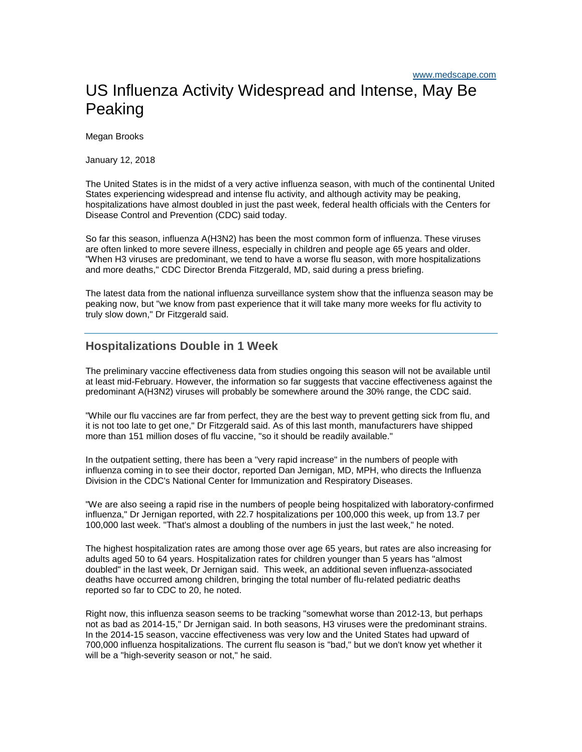www.medscape.com

# US Influenza Activity Widespread and Intense, May Be Peaking

Megan Brooks

January 12, 2018

The United States is in the midst of a very active influenza season, with much of the continental United States experiencing widespread and intense flu activity, and although activity may be peaking, hospitalizations have almost doubled in just the past week, federal health officials with the Centers for Disease Control and Prevention (CDC) said today.

So far this season, influenza A(H3N2) has been the most common form of influenza. These viruses are often linked to more severe illness, especially in children and people age 65 years and older. "When H3 viruses are predominant, we tend to have a worse flu season, with more hospitalizations and more deaths," CDC Director Brenda Fitzgerald, MD, said during a press briefing.

The latest data from the national influenza surveillance system show that the influenza season may be peaking now, but "we know from past experience that it will take many more weeks for flu activity to truly slow down," Dr Fitzgerald said.

## Hospitalizations Double in 1 Week

The preliminary vaccine effectiveness data from studies ongoing this season will not be available until at least mid-February. However, the information so far suggests that vaccine effectiveness against the predominant A(H3N2) viruses will probably be somewhere around the 30% range, the CDC said.

"While our flu vaccines are far from perfect, they are the best way to prevent getting sick from flu, and it is not too late to get one," Dr Fitzgerald said. As of this last month, manufacturers have shipped more than 151 million doses of flu vaccine, "so it should be readily available."

In the outpatient setting, there has been a "very rapid increase" in the numbers of people with influenza coming in to see their doctor, reported Dan Jernigan, MD, MPH, who directs the Influenza Division in the CDC's National Center for Immunization and Respiratory Diseases.

"We are also seeing a rapid rise in the numbers of people being hospitalized with laboratory-confirmed influenza," Dr Jernigan reported, with 22.7 hospitalizations per 100,000 this week, up from 13.7 per 100,000 last week. "That's almost a doubling of the numbers in just the last week," he noted.

The highest hospitalization rates are among those over age 65 years, but rates are also increasing for adults aged 50 to 64 years. Hospitalization rates for children younger than 5 years has "almost doubled" in the last week, Dr Jernigan said. This week, an additional seven influenza-associated deaths have occurred among children, bringing the total number of flu-related pediatric deaths reported so far to CDC to 20, he noted.

Right now, this influenza season seems to be tracking "somewhat worse than 2012-13, but perhaps not as bad as 2014-15," Dr Jernigan said. In both seasons, H3 viruses were the predominant strains. In the 2014-15 season, vaccine effectiveness was very low and the United States had upward of 700,000 influenza hospitalizations. The current flu season is "bad," but we don't know yet whether it will be a "high-severity season or not," he said.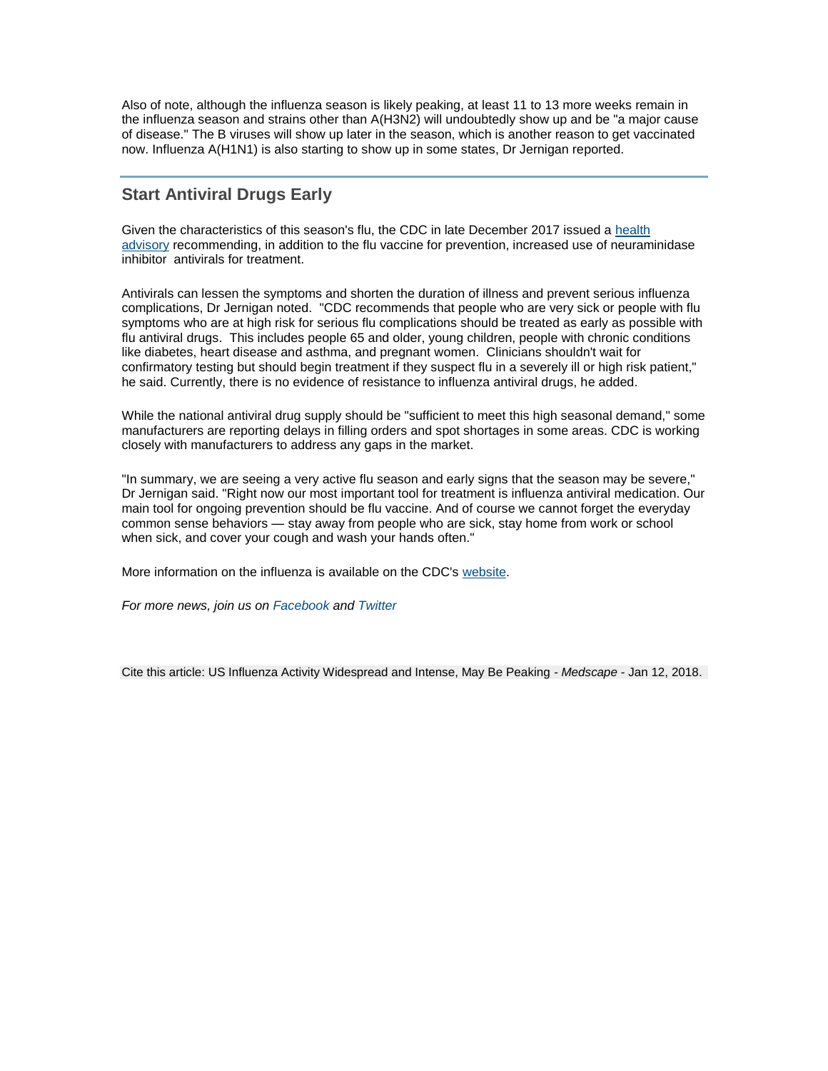Also of note, although the influenza season is likely peaking, at least 11 to 13 more weeks remain in the influenza season and strains other than A(H3N2) will undoubtedly show up and be "a major cause of disease." The B viruses will show up later in the season, which is another reason to get vaccinated now. Influenza A(H1N1) is also starting to show up in some states, Dr Jernigan reported.

## Start Antiviral Drugs Early

Given the characteristics of this season's flu, the CDC in late December 2017 issued a health advisory recommending, in addition to the flu vaccine for prevention, increased use of neuraminidase inhibitor antivirals for treatment.

Antivirals can lessen the symptoms and shorten the duration of illness and prevent serious influenza complications, Dr Jernigan noted. "CDC recommends that people who are very sick or people with flu symptoms who are at high risk for serious flu complications should be treated as early as possible with flu antiviral drugs. This includes people 65 and older, young children, people with chronic conditions like diabetes, heart disease and asthma, and pregnant women. Clinicians shouldn't wait for confirmatory testing but should begin treatment if they suspect flu in a severely ill or high risk patient," he said. Currently, there is no evidence of resistance to influenza antiviral drugs, he added.

While the national antiviral drug supply should be "sufficient to meet this high seasonal demand," some manufacturers are reporting delays in filling orders and spot shortages in some areas. CDC is working closely with manufacturers to address any gaps in the market.

"In summary, we are seeing a very active flu season and early signs that the season may be severe," Dr Jernigan said. "Right now our most important tool for treatment is influenza antiviral medication. Our main tool for ongoing prevention should be flu vaccine. And of course we cannot forget the everyday common sense behaviors — stay away from people who are sick, stay home from work or school when sick, and cover your cough and wash your hands often."

More information on the influenza is available on the CDC's website.

*For more news, join us on Facebook and Twitter*

Cite this article: US Influenza Activity Widespread and Intense, May Be Peaking - *Medscape* - Jan 12, 2018.